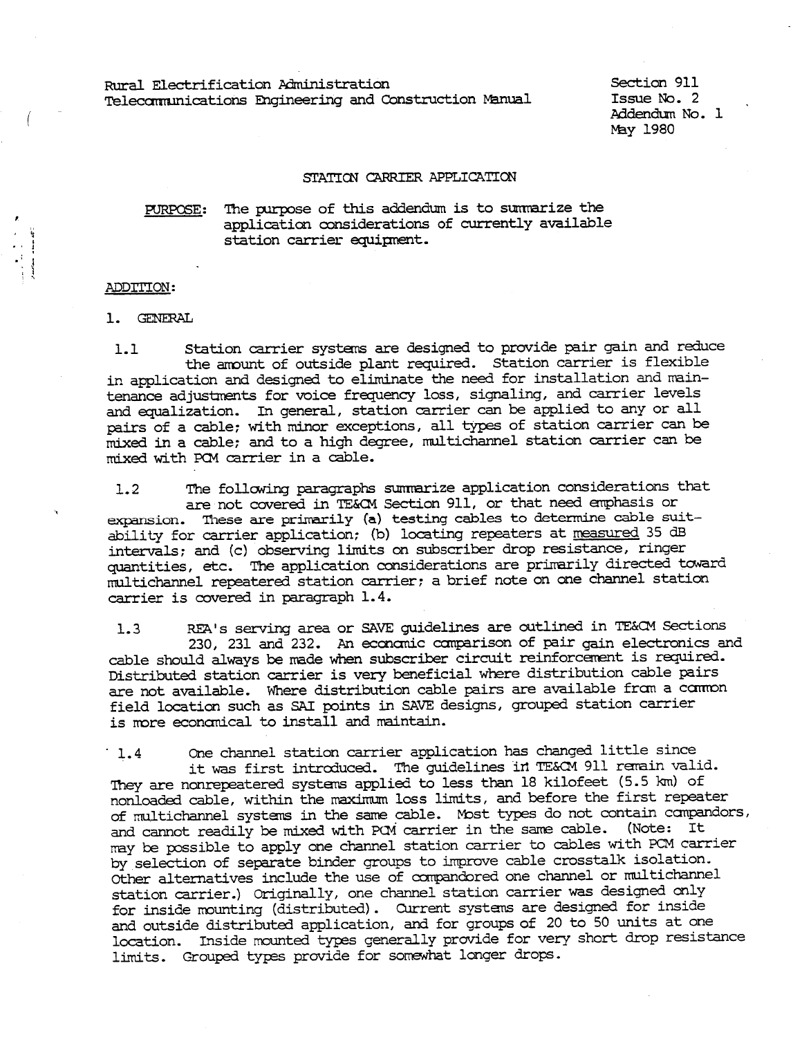Rural Electrification Administration
Telecommunications Engineering and Construction Manual

Section 911
Issue No. 2
Addendum No. 1
May 1980

# STATION CARRIER APPLICATION

<u>PURPOSE</u>: The purpose of this addendum is to summarize the application considerations of currently available station carrier equipment.

<u>ADDITION</u>:

## 1. GENERAL

1.1 Station carrier systems are designed to provide pair gain and reduce the amount of outside plant required. Station carrier is flexible in application and designed to eliminate the need for installation and maintenance adjustments for voice frequency loss, signaling, and carrier levels and equalization. In general, station carrier can be applied to any or all pairs of a cable; with minor exceptions, all types of station carrier can be mixed in a cable; and to a high degree, multichannel station carrier can be mixed with PCM carrier in a cable.

1.2 The following paragraphs summarize application considerations that are not covered in TE&CM Section 911, or that need emphasis or expansion. These are primarily (a) testing cables to determine cable suitability for carrier application; (b) locating repeaters at <u>measured</u> 35 dB intervals; and (c) observing limits on subscriber drop resistance, ringer quantities, etc. The application considerations are primarily directed toward multichannel repeatered station carrier; a brief note on one channel station carrier is covered in paragraph 1.4.

1.3 REA's serving area or SAVE guidelines are outlined in TE&CM Sections 230, 231 and 232. An economic comparison of pair gain electronics and cable should always be made when subscriber circuit reinforcement is required. Distributed station carrier is very beneficial where distribution cable pairs are not available. Where distribution cable pairs are available from a common field location such as SAI points in SAVE designs, grouped station carrier is more economical to install and maintain.

1.4 One channel station carrier application has changed little since it was first introduced. The guidelines in TE&CM 911 remain valid. They are nonrepeatered systems applied to less than 18 kilofeet (5.5 km) of nonloaded cable, within the maximum loss limits, and before the first repeater of multichannel systems in the same cable. Most types do not contain compandors, and cannot readily be mixed with PCM carrier in the same cable. (Note: It may be possible to apply one channel station carrier to cables with PCM carrier by selection of separate binder groups to improve cable crosstalk isolation. Other alternatives include the use of compandored one channel or multichannel station carrier.) Originally, one channel station carrier was designed only for inside mounting (distributed). Current systems are designed for inside and outside distributed application, and for groups of 20 to 50 units at one location. Inside mounted types generally provide for very short drop resistance limits. Grouped types provide for somewhat longer drops.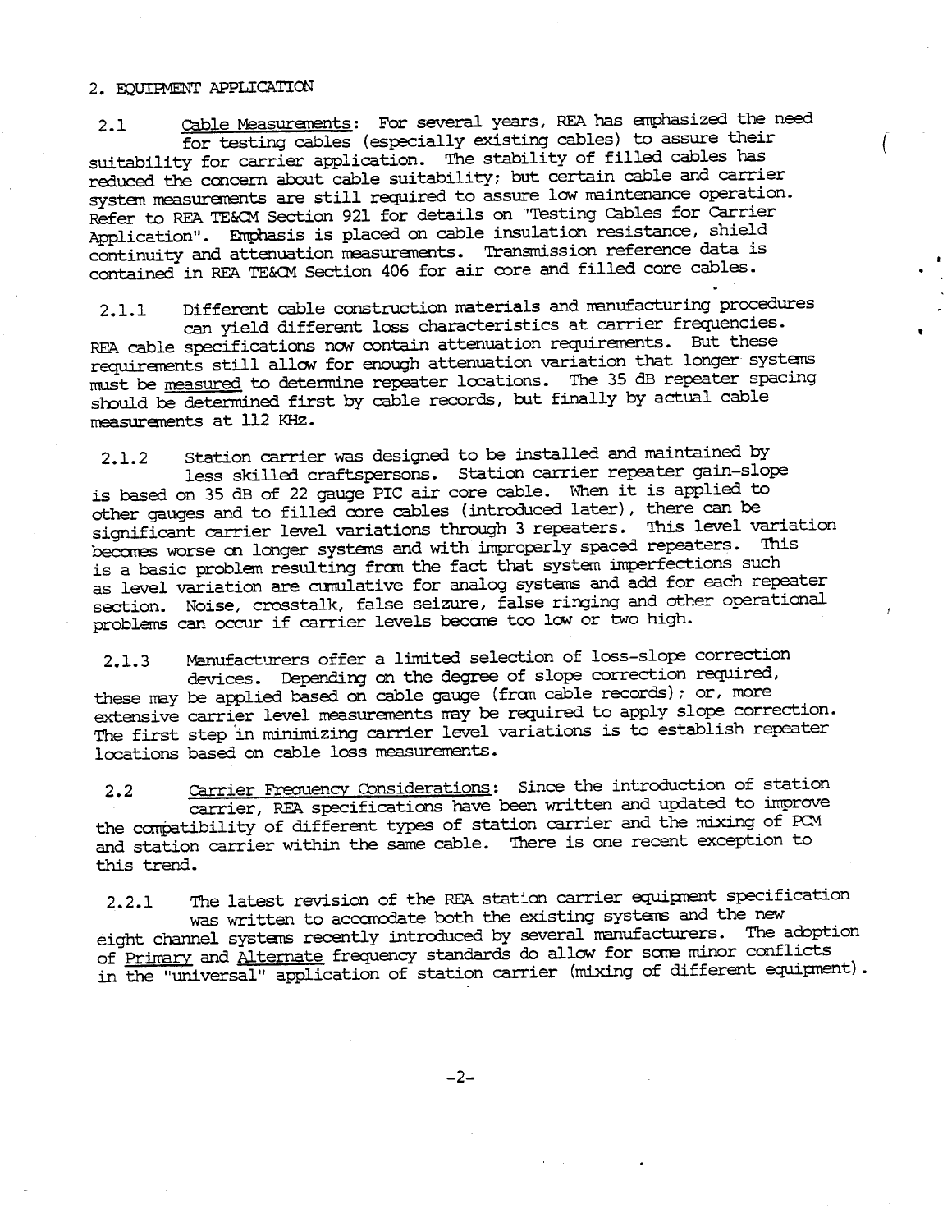## 2. EQUIPMENT APPLICATION

2.1 Cable Measurements: For several years, REA has emphasized the need for testing cables (especially existing cables) to assure their suitability for carrier application. The stability of filled cables has reduced the concern about cable suitability; but certain cable and carrier system measurements are still required to assure low maintenance operation. Refer to REA TE&CM Section 921 for details on "Testing Cables for Carrier Application". Emphasis is placed on cable insulation resistance, shield continuity and attenuation measurements. Transmission reference data is contained in REA TE&CM Section 406 for air core and filled core cables.

2.1.1 Different cable construction materials and manufacturing procedures can yield different loss characteristics at carrier frequencies. REA cable specifications now contain attenuation requirements. But these requirements still allow for enough attenuation variation that longer systems must be measured to determine repeater locations. The 35 dB repeater spacing should be determined first by cable records, but finally by actual cable measurements at 112 KHz.

2.1.2 Station carrier was designed to be installed and maintained by less skilled craftspersons. Station carrier repeater gain-slope is based on 35 dB of 22 gauge PIC air core cable. When it is applied to other gauges and to filled core cables (introduced later), there can be significant carrier level variations through 3 repeaters. This level variation becomes worse on longer systems and with improperly spaced repeaters. This is a basic problem resulting from the fact that system imperfections such as level variation are cumulative for analog systems and add for each repeater section. Noise, crosstalk, false seizure, false ringing and other operational problems can occur if carrier levels become too low or two high.

2.1.3 Manufacturers offer a limited selection of loss-slope correction devices. Depending on the degree of slope correction required, these may be applied based on cable gauge (from cable records); or, more extensive carrier level measurements may be required to apply slope correction. The first step in minimizing carrier level variations is to establish repeater locations based on cable loss measurements.

2.2 Carrier Frequency Considerations: Since the introduction of station carrier, REA specifications have been written and updated to improve the compatibility of different types of station carrier and the mixing of PCM and station carrier within the same cable. There is one recent exception to this trend.

2.2.1 The latest revision of the REA station carrier equipment specification was written to accomodate both the existing systems and the new eight channel systems recently introduced by several manufacturers. The adoption of Primary and Alternate frequency standards do allow for some minor conflicts in the "universal" application of station carrier (mixing of different equipment).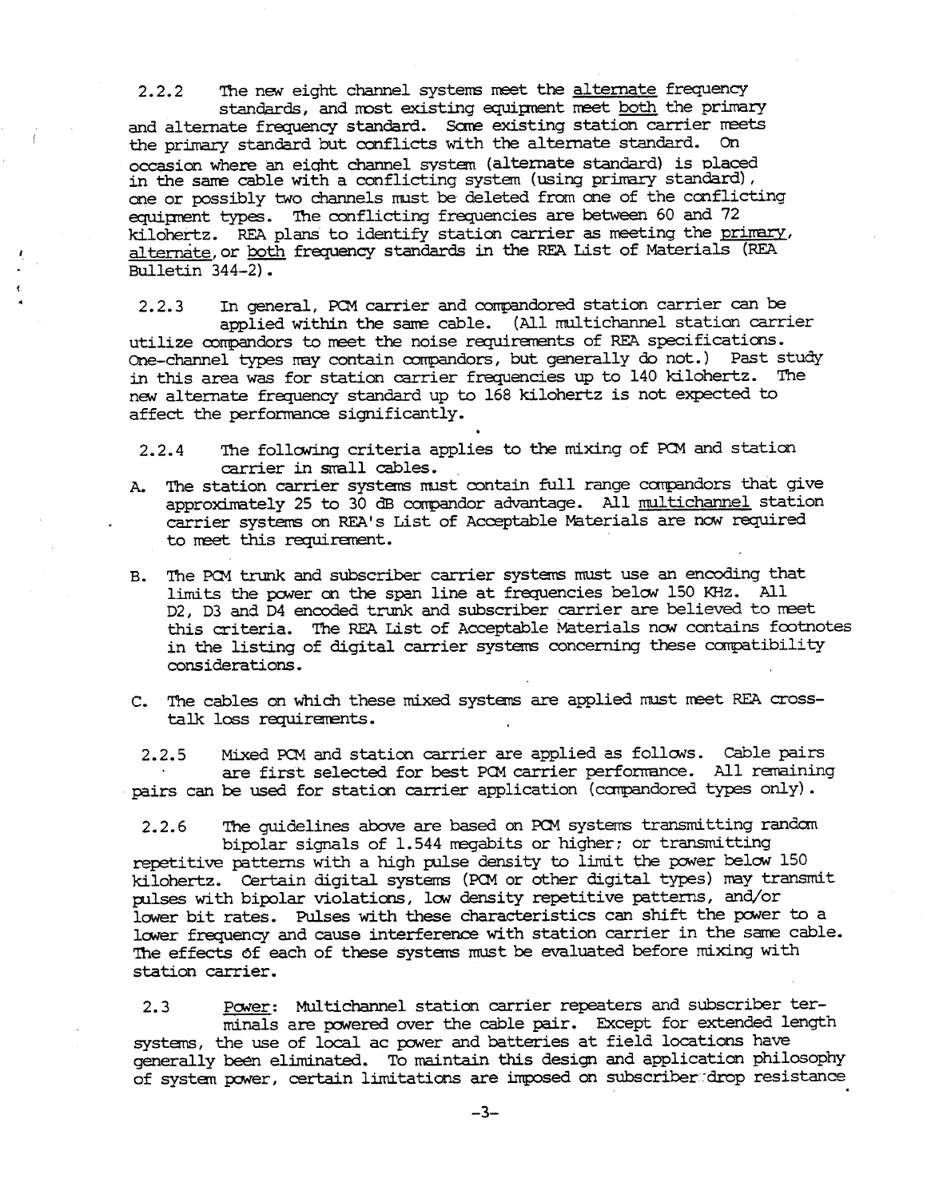2.2.2 The new eight channel systems meet the alternate frequency standards, and most existing equipment meet both the primary and alternate frequency standard. Some existing station carrier meets the primary standard but conflicts with the alternate standard. On occasion where an eight channel system (alternate standard) is placed in the same cable with a conflicting system (using primary standard), one or possibly two channels must be deleted from one of the conflicting equipment types. The conflicting frequencies are between 60 and 72 kilohertz. REA plans to identify station carrier as meeting the primary, alternate, or both frequency standards in the REA List of Materials (REA Bulletin 344-2).

2.2.3 In general, PCM carrier and compandored station carrier can be applied within the same cable. (All multichannel station carrier utilize compandors to meet the noise requirements of REA specifications. One-channel types may contain compandors, but generally do not.) Past study in this area was for station carrier frequencies up to 140 kilohertz. The new alternate frequency standard up to 168 kilohertz is not expected to affect the performance significantly.

2.2.4 The following criteria applies to the mixing of PCM and station carrier in small cables.

A. The station carrier systems must contain full range compandors that give approximately 25 to 30 dB compandor advantage. All multichannel station carrier systems on REA's List of Acceptable Materials are now required to meet this requirement.

B. The PCM trunk and subscriber carrier systems must use an encoding that limits the power on the span line at frequencies below 150 KHz. All D2, D3 and D4 encoded trunk and subscriber carrier are believed to meet this criteria. The REA List of Acceptable Materials now contains footnotes in the listing of digital carrier systems concerning these compatibility considerations.

C. The cables on which these mixed systems are applied must meet REA cross-talk loss requirements.

2.2.5 Mixed PCM and station carrier are applied as follows. Cable pairs are first selected for best PCM carrier performance. All remaining pairs can be used for station carrier application (compandored types only).

2.2.6 The guidelines above are based on PCM systems transmitting random bipolar signals of 1.544 megabits or higher; or transmitting repetitive patterns with a high pulse density to limit the power below 150 kilohertz. Certain digital systems (PCM or other digital types) may transmit pulses with bipolar violations, low density repetitive patterns, and/or lower bit rates. Pulses with these characteristics can shift the power to a lower frequency and cause interference with station carrier in the same cable. The effects of each of these systems must be evaluated before mixing with station carrier.

2.3 Power: Multichannel station carrier repeaters and subscriber terminals are powered over the cable pair. Except for extended length systems, the use of local ac power and batteries at field locations have generally been eliminated. To maintain this design and application philosophy of system power, certain limitations are imposed on subscriber drop resistance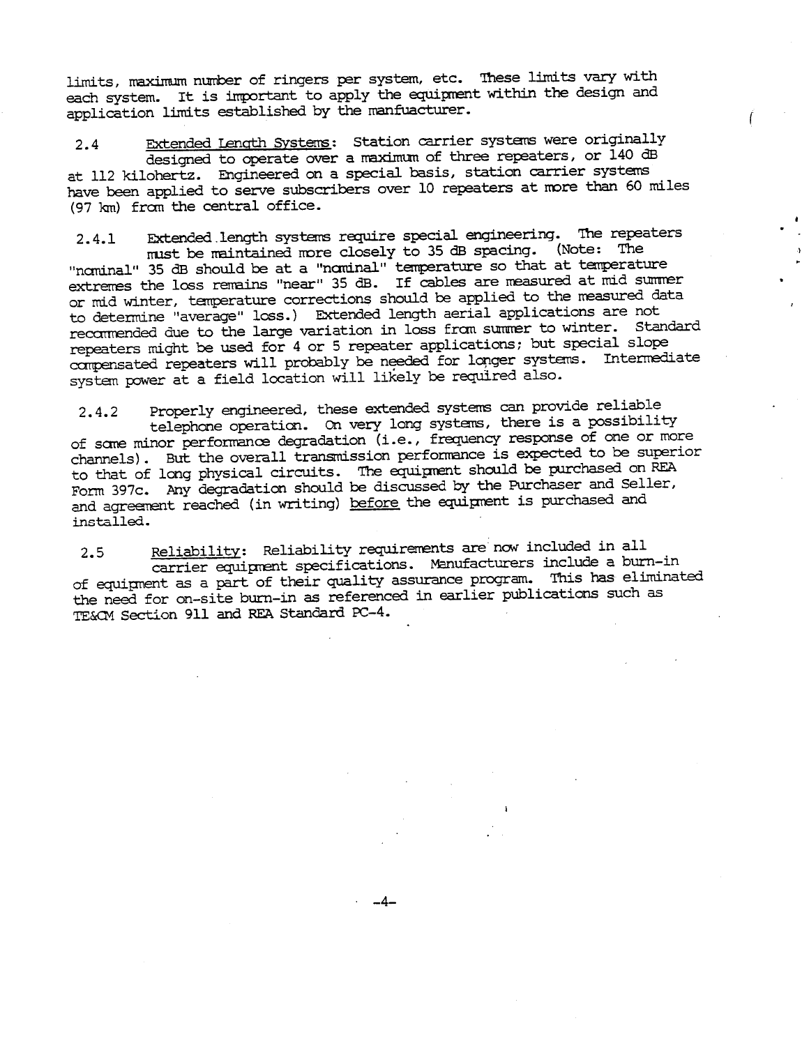limits, maximum number of ringers per system, etc. These limits vary with each system. It is important to apply the equipment within the design and application limits established by the manfuacturer.

2.4 Extended Length Systems: Station carrier systems were originally designed to operate over a maximum of three repeaters, or 140 dB at 112 kilohertz. Engineered on a special basis, station carrier systems have been applied to serve subscribers over 10 repeaters at more than 60 miles (97 km) from the central office.

2.4.1 Extended length systems require special engineering. The repeaters must be maintained more closely to 35 dB spacing. (Note: The "nominal" 35 dB should be at a "nominal" temperature so that at temperature extremes the loss remains "near" 35 dB. If cables are measured at mid summer or mid winter, temperature corrections should be applied to the measured data to determine "average" loss.) Extended length aerial applications are not recommended due to the large variation in loss from summer to winter. Standard repeaters might be used for 4 or 5 repeater applications; but special slope compensated repeaters will probably be needed for longer systems. Intermediate system power at a field location will likely be required also.

2.4.2 Properly engineered, these extended systems can provide reliable telephone operation. On very long systems, there is a possibility of some minor performance degradation (i.e., frequency response of one or more channels). But the overall transmission performance is expected to be superior to that of long physical circuits. The equipment should be purchased on REA Form 397c. Any degradation should be discussed by the Purchaser and Seller, and agreement reached (in writing) before the equipment is purchased and installed.

2.5 Reliability: Reliability requirements are now included in all carrier equipment specifications. Manufacturers include a burn-in of equipment as a part of their quality assurance program. This has eliminated the need for on-site burn-in as referenced in earlier publications such as TE&CM Section 911 and REA Standard PC-4.